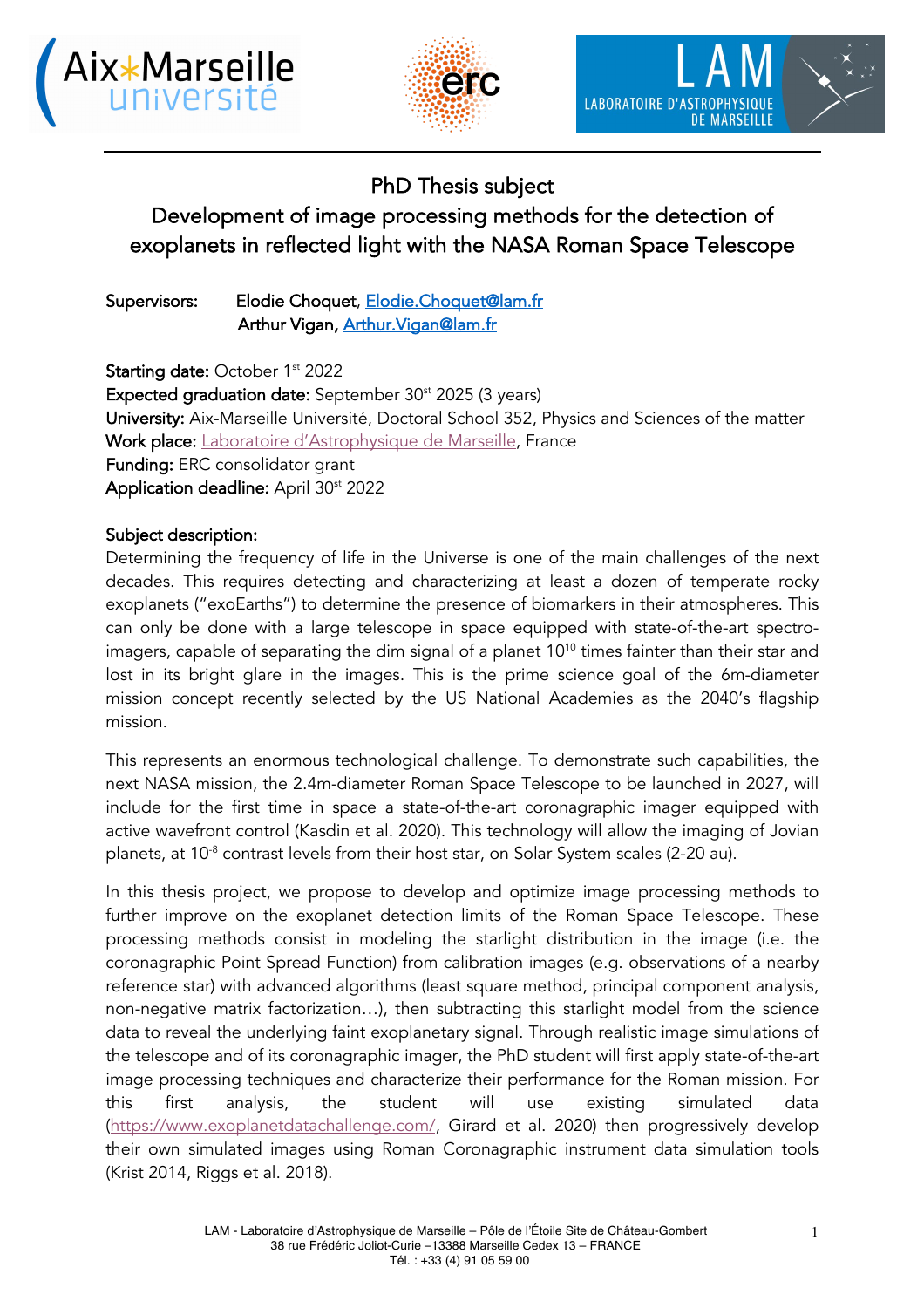# PhD Thesis subject

## Development of image processing methods for the detection of exoplanets in reflected light with the NASA Roman Space Telescope

**Supervisors:** Elodie Choquet, Elodie.Choquet@lam.fr
Arthur Vigan, Arthur.Vigan@lam.fr

**Starting date:** October 1st 2022
**Expected graduation date:** September 30st 2025 (3 years)
**University:** Aix-Marseille Université, Doctoral School 352, Physics and Sciences of the matter
**Work place:** Laboratoire d'Astrophysique de Marseille, France
**Funding:** ERC consolidator grant
**Application deadline:** April 30st 2022

**Subject description:**

Determining the frequency of life in the Universe is one of the main challenges of the next decades. This requires detecting and characterizing at least a dozen of temperate rocky exoplanets ("exoEarths") to determine the presence of biomarkers in their atmospheres. This can only be done with a large telescope in space equipped with state-of-the-art spectro-imagers, capable of separating the dim signal of a planet $10^{10}$ times fainter than their star and lost in its bright glare in the images. This is the prime science goal of the 6m-diameter mission concept recently selected by the US National Academies as the 2040's flagship mission.

This represents an enormous technological challenge. To demonstrate such capabilities, the next NASA mission, the 2.4m-diameter Roman Space Telescope to be launched in 2027, will include for the first time in space a state-of-the-art coronagraphic imager equipped with active wavefront control (Kasdin et al. 2020). This technology will allow the imaging of Jovian planets, at $10^{-8}$ contrast levels from their host star, on Solar System scales (2-20 au).

In this thesis project, we propose to develop and optimize image processing methods to further improve on the exoplanet detection limits of the Roman Space Telescope. These processing methods consist in modeling the starlight distribution in the image (i.e. the coronagraphic Point Spread Function) from calibration images (e.g. observations of a nearby reference star) with advanced algorithms (least square method, principal component analysis, non-negative matrix factorization…), then subtracting this starlight model from the science data to reveal the underlying faint exoplanetary signal. Through realistic image simulations of the telescope and of its coronagraphic imager, the PhD student will first apply state-of-the-art image processing techniques and characterize their performance for the Roman mission. For this first analysis, the student will use existing simulated data (https://www.exoplanetdatachallenge.com/, Girard et al. 2020) then progressively develop their own simulated images using Roman Coronagraphic instrument data simulation tools (Krist 2014, Riggs et al. 2018).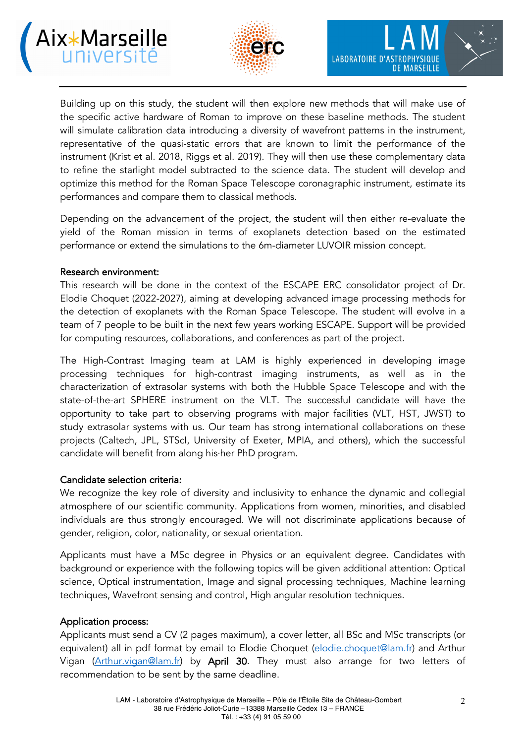Building up on this study, the student will then explore new methods that will make use of the specific active hardware of Roman to improve on these baseline methods. The student will simulate calibration data introducing a diversity of wavefront patterns in the instrument, representative of the quasi-static errors that are known to limit the performance of the instrument (Krist et al. 2018, Riggs et al. 2019). They will then use these complementary data to refine the starlight model subtracted to the science data. The student will develop and optimize this method for the Roman Space Telescope coronagraphic instrument, estimate its performances and compare them to classical methods.

Depending on the advancement of the project, the student will then either re-evaluate the yield of the Roman mission in terms of exoplanets detection based on the estimated performance or extend the simulations to the 6m-diameter LUVOIR mission concept.

**Research environment:**

This research will be done in the context of the ESCAPE ERC consolidator project of Dr. Elodie Choquet (2022-2027), aiming at developing advanced image processing methods for the detection of exoplanets with the Roman Space Telescope. The student will evolve in a team of 7 people to be built in the next few years working ESCAPE. Support will be provided for computing resources, collaborations, and conferences as part of the project.

The High-Contrast Imaging team at LAM is highly experienced in developing image processing techniques for high-contrast imaging instruments, as well as in the characterization of extrasolar systems with both the Hubble Space Telescope and with the state-of-the-art SPHERE instrument on the VLT. The successful candidate will have the opportunity to take part to observing programs with major facilities (VLT, HST, JWST) to study extrasolar systems with us. Our team has strong international collaborations on these projects (Caltech, JPL, STScI, University of Exeter, MPIA, and others), which the successful candidate will benefit from along his·her PhD program.

**Candidate selection criteria:**

We recognize the key role of diversity and inclusivity to enhance the dynamic and collegial atmosphere of our scientific community. Applications from women, minorities, and disabled individuals are thus strongly encouraged. We will not discriminate applications because of gender, religion, color, nationality, or sexual orientation.

Applicants must have a MSc degree in Physics or an equivalent degree. Candidates with background or experience with the following topics will be given additional attention: Optical science, Optical instrumentation, Image and signal processing techniques, Machine learning techniques, Wavefront sensing and control, High angular resolution techniques.

**Application process:**

Applicants must send a CV (2 pages maximum), a cover letter, all BSc and MSc transcripts (or equivalent) all in pdf format by email to Elodie Choquet (elodie.choquet@lam.fr) and Arthur Vigan (Arthur.vigan@lam.fr) by **April 30**. They must also arrange for two letters of recommendation to be sent by the same deadline.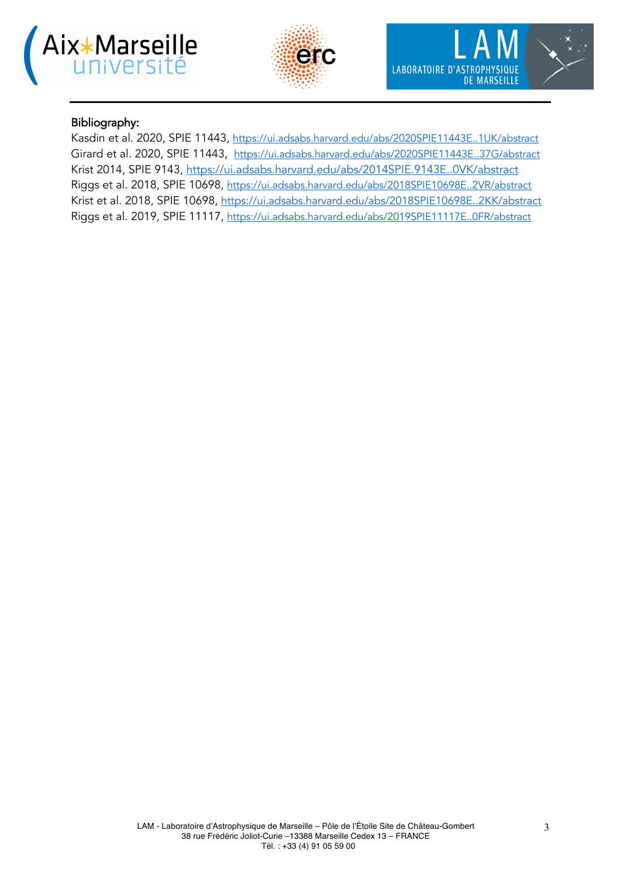**Bibliography:**

Kasdin et al. 2020, SPIE 11443, https://ui.adsabs.harvard.edu/abs/2020SPIE11443E..1UK/abstract
Girard et al. 2020, SPIE 11443, https://ui.adsabs.harvard.edu/abs/2020SPIE11443E..37G/abstract
Krist 2014, SPIE 9143, https://ui.adsabs.harvard.edu/abs/2014SPIE.9143E..0VK/abstract
Riggs et al. 2018, SPIE 10698, https://ui.adsabs.harvard.edu/abs/2018SPIE10698E..2VR/abstract
Krist et al. 2018, SPIE 10698, https://ui.adsabs.harvard.edu/abs/2018SPIE10698E..2KK/abstract
Riggs et al. 2019, SPIE 11117, https://ui.adsabs.harvard.edu/abs/2019SPIE11117E..0FR/abstract